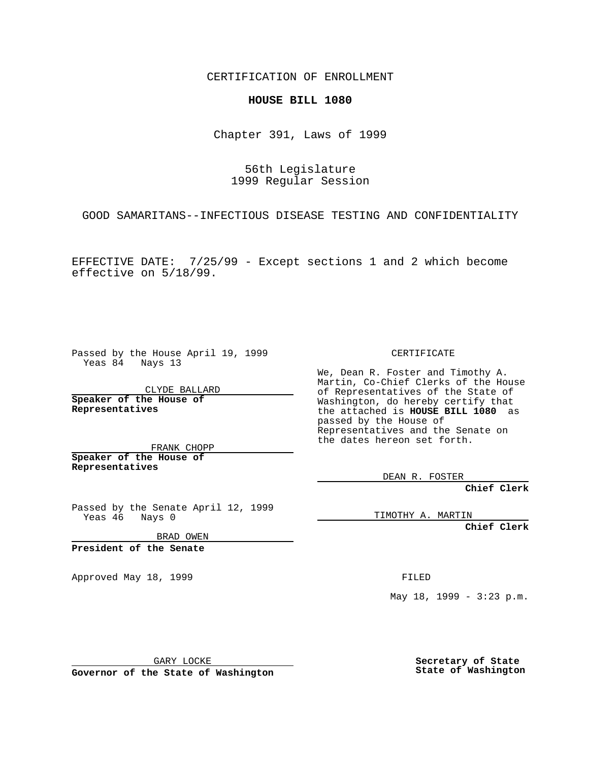CERTIFICATION OF ENROLLMENT

**HOUSE BILL 1080**

Chapter 391, Laws of 1999

56th Legislature
1999 Regular Session

GOOD SAMARITANS--INFECTIOUS DISEASE TESTING AND CONFIDENTIALITY

EFFECTIVE DATE: 7/25/99 - Except sections 1 and 2 which become effective on 5/18/99.

Passed by the House April 19, 1999
Yeas 84 Nays 13

CLYDE BALLARD

**Speaker of the House of Representatives**

FRANK CHOPP

**Speaker of the House of Representatives**

Passed by the Senate April 12, 1999
Yeas 46 Nays 0

BRAD OWEN

**President of the Senate**

Approved May 18, 1999

GARY LOCKE

**Governor of the State of Washington**

CERTIFICATE

We, Dean R. Foster and Timothy A. Martin, Co-Chief Clerks of the House of Representatives of the State of Washington, do hereby certify that the attached is **HOUSE BILL 1080** as passed by the House of Representatives and the Senate on the dates hereon set forth.

DEAN R. FOSTER

**Chief Clerk**

TIMOTHY A. MARTIN

**Chief Clerk**

FILED

May 18, 1999 - 3:23 p.m.

**Secretary of State**
**State of Washington**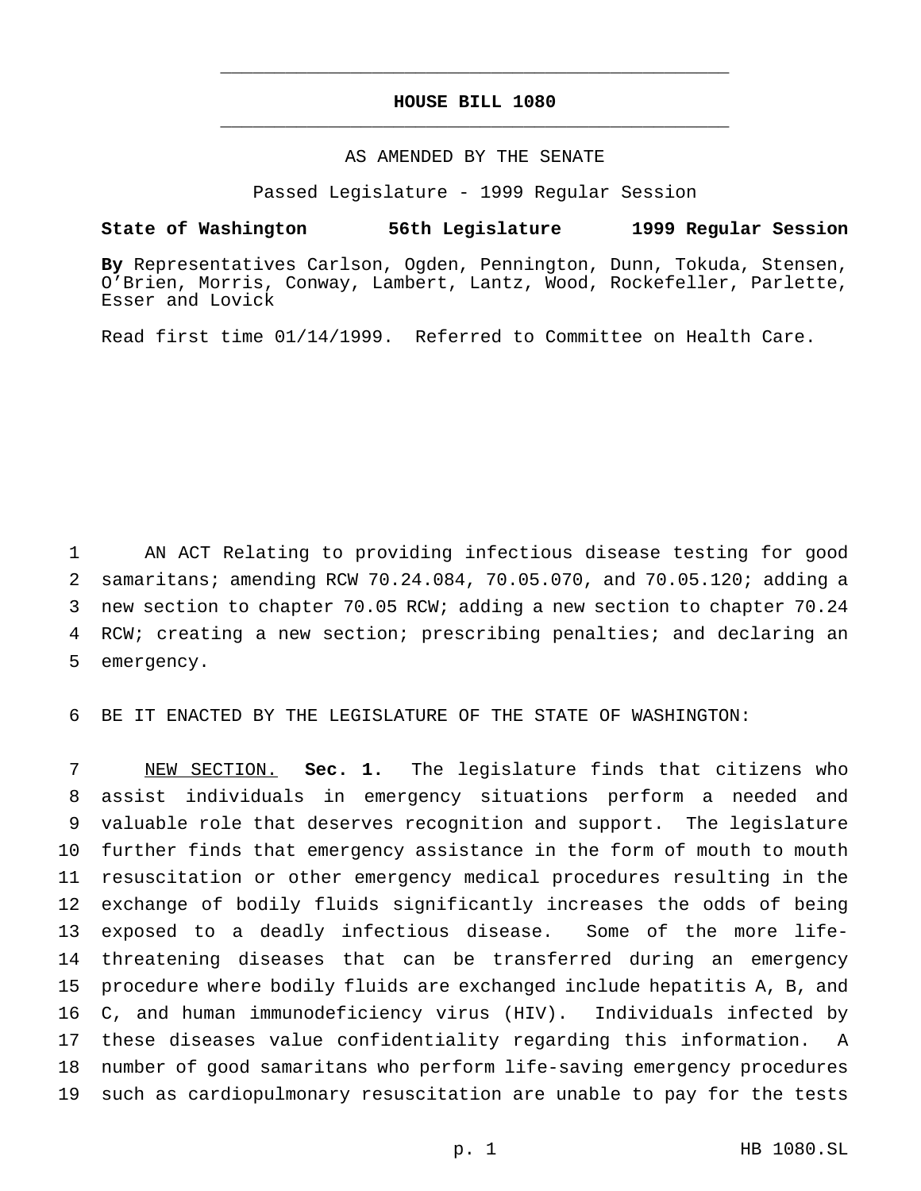# HOUSE BILL 1080

AS AMENDED BY THE SENATE

Passed Legislature - 1999 Regular Session

**State of Washington 56th Legislature 1999 Regular Session**

**By** Representatives Carlson, Ogden, Pennington, Dunn, Tokuda, Stensen, O'Brien, Morris, Conway, Lambert, Lantz, Wood, Rockefeller, Parlette, Esser and Lovick

Read first time 01/14/1999. Referred to Committee on Health Care.

AN ACT Relating to providing infectious disease testing for good samaritans; amending RCW 70.24.084, 70.05.070, and 70.05.120; adding a new section to chapter 70.05 RCW; adding a new section to chapter 70.24 RCW; creating a new section; prescribing penalties; and declaring an emergency.

BE IT ENACTED BY THE LEGISLATURE OF THE STATE OF WASHINGTON:

NEW SECTION. **Sec. 1.** The legislature finds that citizens who assist individuals in emergency situations perform a needed and valuable role that deserves recognition and support. The legislature further finds that emergency assistance in the form of mouth to mouth resuscitation or other emergency medical procedures resulting in the exchange of bodily fluids significantly increases the odds of being exposed to a deadly infectious disease. Some of the more life-threatening diseases that can be transferred during an emergency procedure where bodily fluids are exchanged include hepatitis A, B, and C, and human immunodeficiency virus (HIV). Individuals infected by these diseases value confidentiality regarding this information. A number of good samaritans who perform life-saving emergency procedures such as cardiopulmonary resuscitation are unable to pay for the tests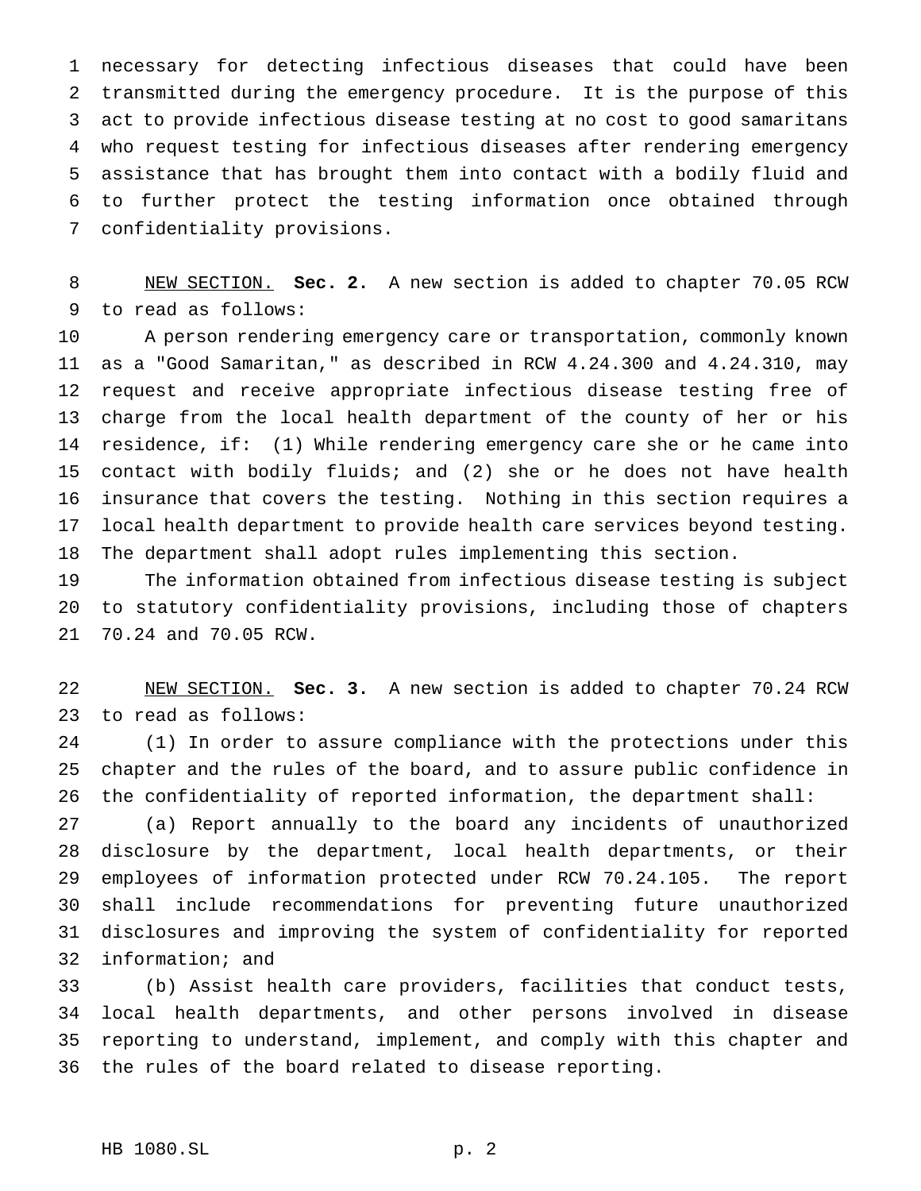necessary for detecting infectious diseases that could have been transmitted during the emergency procedure. It is the purpose of this act to provide infectious disease testing at no cost to good samaritans who request testing for infectious diseases after rendering emergency assistance that has brought them into contact with a bodily fluid and to further protect the testing information once obtained through confidentiality provisions.

NEW SECTION. **Sec. 2.** A new section is added to chapter 70.05 RCW to read as follows:

A person rendering emergency care or transportation, commonly known as a "Good Samaritan," as described in RCW 4.24.300 and 4.24.310, may request and receive appropriate infectious disease testing free of charge from the local health department of the county of her or his residence, if: (1) While rendering emergency care she or he came into contact with bodily fluids; and (2) she or he does not have health insurance that covers the testing. Nothing in this section requires a local health department to provide health care services beyond testing. The department shall adopt rules implementing this section.

The information obtained from infectious disease testing is subject to statutory confidentiality provisions, including those of chapters 70.24 and 70.05 RCW.

NEW SECTION. **Sec. 3.** A new section is added to chapter 70.24 RCW to read as follows:

(1) In order to assure compliance with the protections under this chapter and the rules of the board, and to assure public confidence in the confidentiality of reported information, the department shall:

(a) Report annually to the board any incidents of unauthorized disclosure by the department, local health departments, or their employees of information protected under RCW 70.24.105. The report shall include recommendations for preventing future unauthorized disclosures and improving the system of confidentiality for reported information; and

(b) Assist health care providers, facilities that conduct tests, local health departments, and other persons involved in disease reporting to understand, implement, and comply with this chapter and the rules of the board related to disease reporting.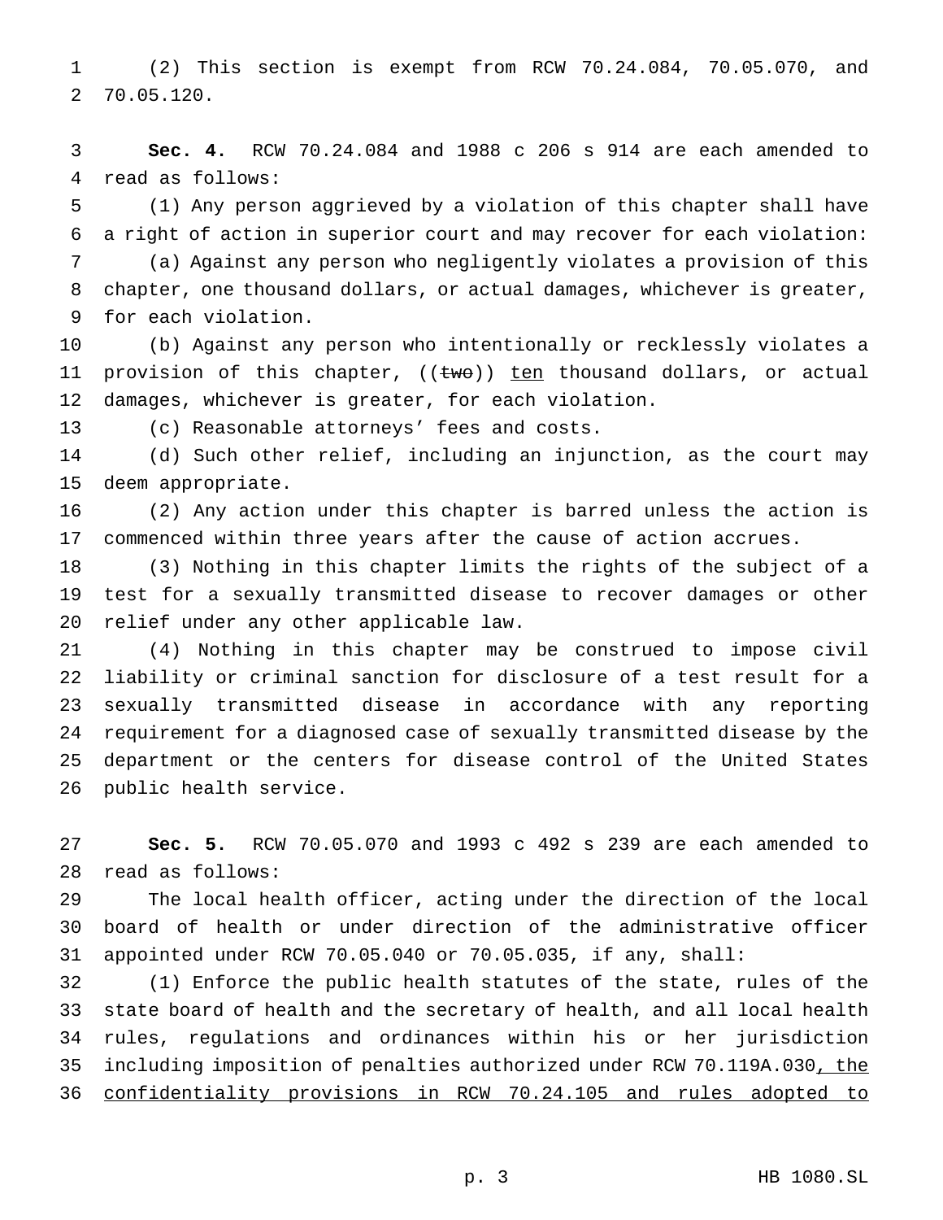(2) This section is exempt from RCW 70.24.084, 70.05.070, and 70.05.120.

**Sec. 4.** RCW 70.24.084 and 1988 c 206 s 914 are each amended to read as follows:

(1) Any person aggrieved by a violation of this chapter shall have a right of action in superior court and may recover for each violation:

(a) Against any person who negligently violates a provision of this chapter, one thousand dollars, or actual damages, whichever is greater, for each violation.

(b) Against any person who intentionally or recklessly violates a provision of this chapter, ((~~two~~)) <u>ten</u> thousand dollars, or actual damages, whichever is greater, for each violation.

(c) Reasonable attorneys' fees and costs.

(d) Such other relief, including an injunction, as the court may deem appropriate.

(2) Any action under this chapter is barred unless the action is commenced within three years after the cause of action accrues.

(3) Nothing in this chapter limits the rights of the subject of a test for a sexually transmitted disease to recover damages or other relief under any other applicable law.

(4) Nothing in this chapter may be construed to impose civil liability or criminal sanction for disclosure of a test result for a sexually transmitted disease in accordance with any reporting requirement for a diagnosed case of sexually transmitted disease by the department or the centers for disease control of the United States public health service.

**Sec. 5.** RCW 70.05.070 and 1993 c 492 s 239 are each amended to read as follows:

The local health officer, acting under the direction of the local board of health or under direction of the administrative officer appointed under RCW 70.05.040 or 70.05.035, if any, shall:

(1) Enforce the public health statutes of the state, rules of the state board of health and the secretary of health, and all local health rules, regulations and ordinances within his or her jurisdiction including imposition of penalties authorized under RCW 70.119A.030<u>, the confidentiality provisions in RCW 70.24.105 and rules adopted to</u>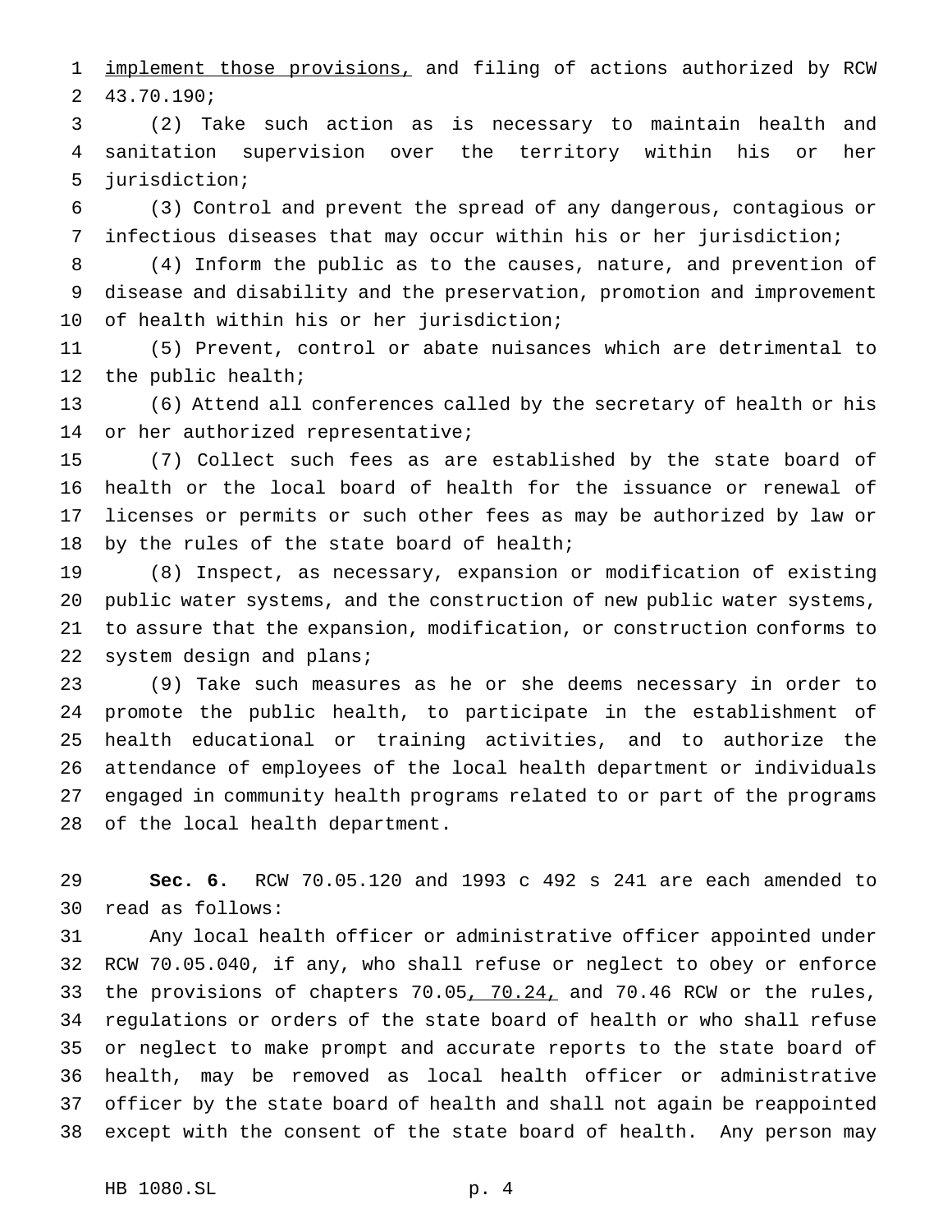implement those provisions, and filing of actions authorized by RCW 43.70.190;

(2) Take such action as is necessary to maintain health and sanitation supervision over the territory within his or her jurisdiction;

(3) Control and prevent the spread of any dangerous, contagious or infectious diseases that may occur within his or her jurisdiction;

(4) Inform the public as to the causes, nature, and prevention of disease and disability and the preservation, promotion and improvement of health within his or her jurisdiction;

(5) Prevent, control or abate nuisances which are detrimental to the public health;

(6) Attend all conferences called by the secretary of health or his or her authorized representative;

(7) Collect such fees as are established by the state board of health or the local board of health for the issuance or renewal of licenses or permits or such other fees as may be authorized by law or by the rules of the state board of health;

(8) Inspect, as necessary, expansion or modification of existing public water systems, and the construction of new public water systems, to assure that the expansion, modification, or construction conforms to system design and plans;

(9) Take such measures as he or she deems necessary in order to promote the public health, to participate in the establishment of health educational or training activities, and to authorize the attendance of employees of the local health department or individuals engaged in community health programs related to or part of the programs of the local health department.

**Sec. 6.** RCW 70.05.120 and 1993 c 492 s 241 are each amended to read as follows:

Any local health officer or administrative officer appointed under RCW 70.05.040, if any, who shall refuse or neglect to obey or enforce the provisions of chapters 70.05, 70.24, and 70.46 RCW or the rules, regulations or orders of the state board of health or who shall refuse or neglect to make prompt and accurate reports to the state board of health, may be removed as local health officer or administrative officer by the state board of health and shall not again be reappointed except with the consent of the state board of health. Any person may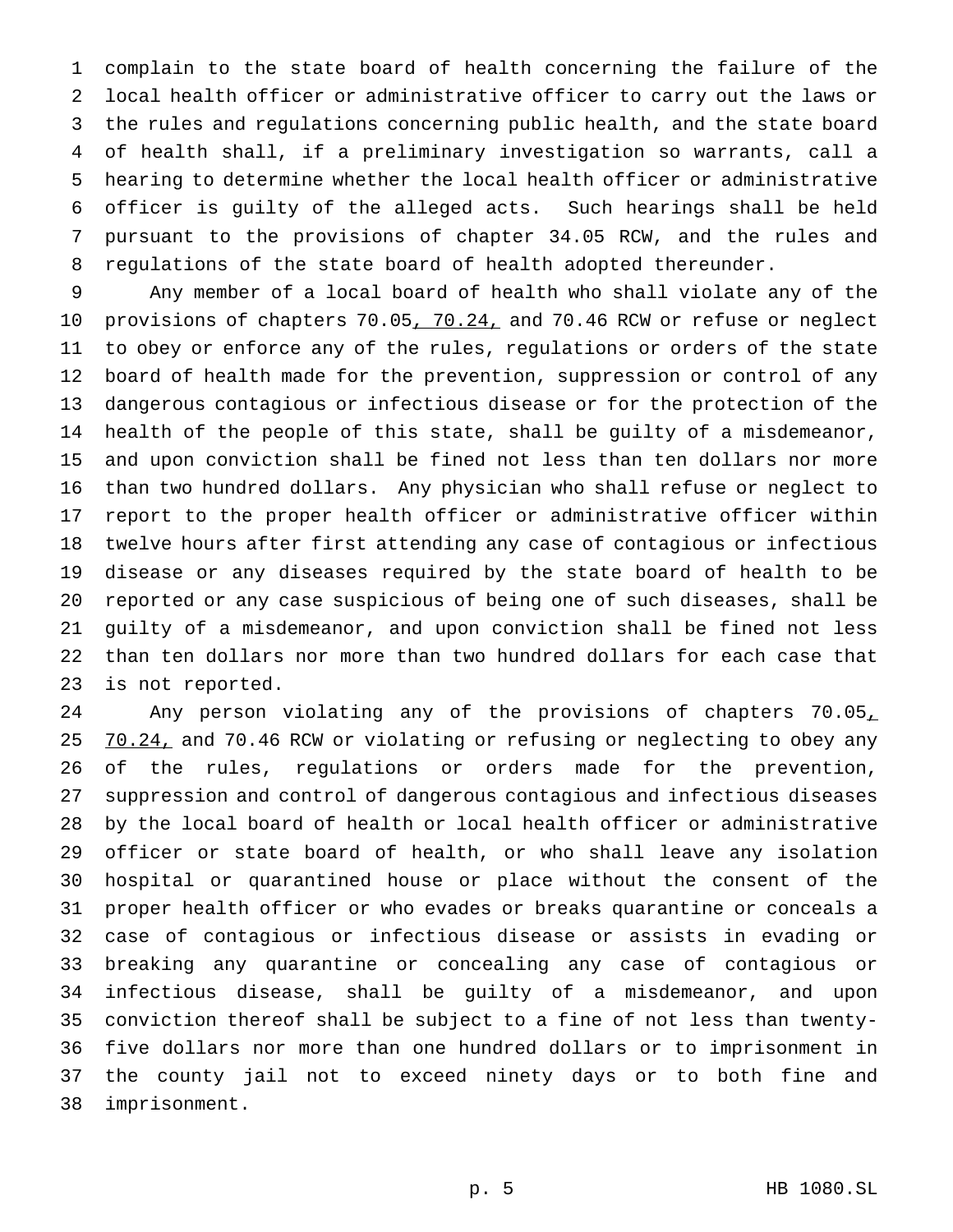complain to the state board of health concerning the failure of the local health officer or administrative officer to carry out the laws or the rules and regulations concerning public health, and the state board of health shall, if a preliminary investigation so warrants, call a hearing to determine whether the local health officer or administrative officer is guilty of the alleged acts. Such hearings shall be held pursuant to the provisions of chapter 34.05 RCW, and the rules and regulations of the state board of health adopted thereunder.

Any member of a local board of health who shall violate any of the provisions of chapters 70.05, 70.24, and 70.46 RCW or refuse or neglect to obey or enforce any of the rules, regulations or orders of the state board of health made for the prevention, suppression or control of any dangerous contagious or infectious disease or for the protection of the health of the people of this state, shall be guilty of a misdemeanor, and upon conviction shall be fined not less than ten dollars nor more than two hundred dollars. Any physician who shall refuse or neglect to report to the proper health officer or administrative officer within twelve hours after first attending any case of contagious or infectious disease or any diseases required by the state board of health to be reported or any case suspicious of being one of such diseases, shall be guilty of a misdemeanor, and upon conviction shall be fined not less than ten dollars nor more than two hundred dollars for each case that is not reported.

Any person violating any of the provisions of chapters 70.05, 70.24, and 70.46 RCW or violating or refusing or neglecting to obey any of the rules, regulations or orders made for the prevention, suppression and control of dangerous contagious and infectious diseases by the local board of health or local health officer or administrative officer or state board of health, or who shall leave any isolation hospital or quarantined house or place without the consent of the proper health officer or who evades or breaks quarantine or conceals a case of contagious or infectious disease or assists in evading or breaking any quarantine or concealing any case of contagious or infectious disease, shall be guilty of a misdemeanor, and upon conviction thereof shall be subject to a fine of not less than twenty-five dollars nor more than one hundred dollars or to imprisonment in the county jail not to exceed ninety days or to both fine and imprisonment.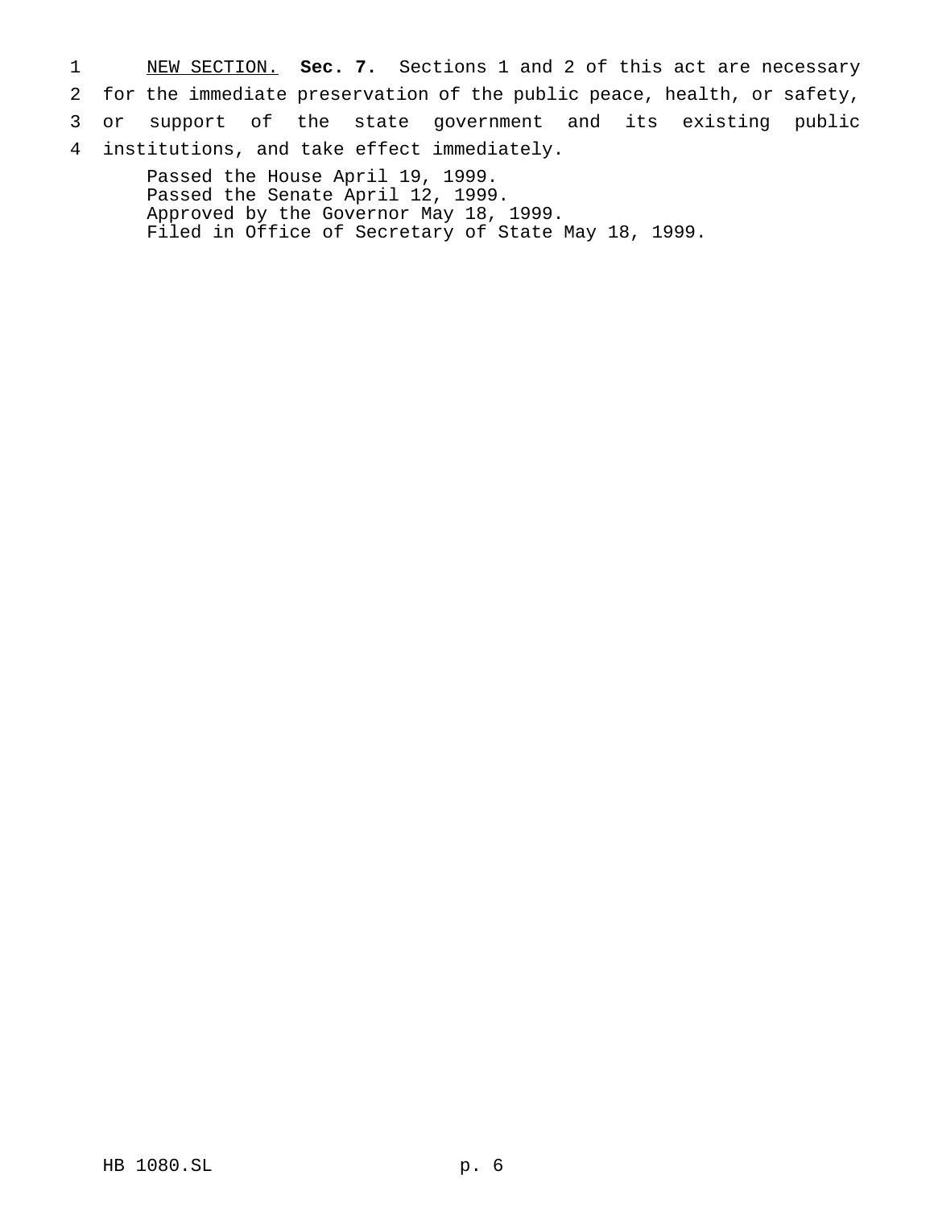NEW SECTION. **Sec. 7.** Sections 1 and 2 of this act are necessary for the immediate preservation of the public peace, health, or safety, or support of the state government and its existing public institutions, and take effect immediately.

Passed the House April 19, 1999.
Passed the Senate April 12, 1999.
Approved by the Governor May 18, 1999.
Filed in Office of Secretary of State May 18, 1999.